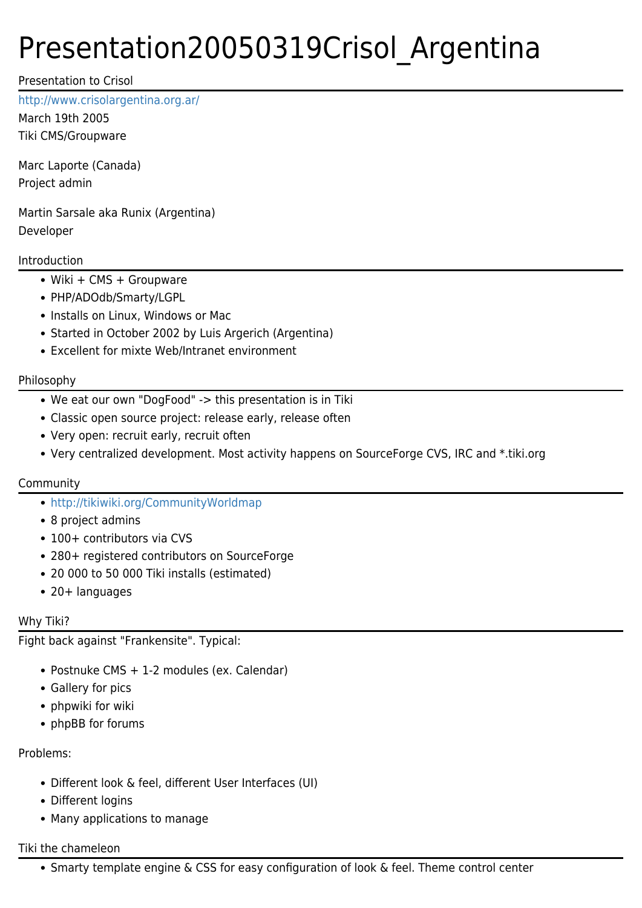# Presentation20050319Crisol_Argentina

## Presentation to Crisol

http://www.crisolargentina.org.ar/

March 19th 2005

Tiki CMS/Groupware

Marc Laporte (Canada)

Project admin

Martin Sarsale aka Runix (Argentina)

Developer

## Introduction

- Wiki + CMS + Groupware
- PHP/ADOdb/Smarty/LGPL
- Installs on Linux, Windows or Mac
- Started in October 2002 by Luis Argerich (Argentina)
- Excellent for mixte Web/Intranet environment

## Philosophy

- We eat our own "DogFood" -> this presentation is in Tiki
- Classic open source project: release early, release often
- Very open: recruit early, recruit often
- Very centralized development. Most activity happens on SourceForge CVS, IRC and *.tiki.org

## Community

- http://tikiwiki.org/CommunityWorldmap
- 8 project admins
- 100+ contributors via CVS
- 280+ registered contributors on SourceForge
- 20 000 to 50 000 Tiki installs (estimated)
- 20+ languages

## Why Tiki?

Fight back against "Frankensite". Typical:

- Postnuke CMS + 1-2 modules (ex. Calendar)
- Gallery for pics
- phpwiki for wiki
- phpBB for forums

Problems:

- Different look & feel, different User Interfaces (UI)
- Different logins
- Many applications to manage

## Tiki the chameleon

- Smarty template engine & CSS for easy configuration of look & feel. Theme control center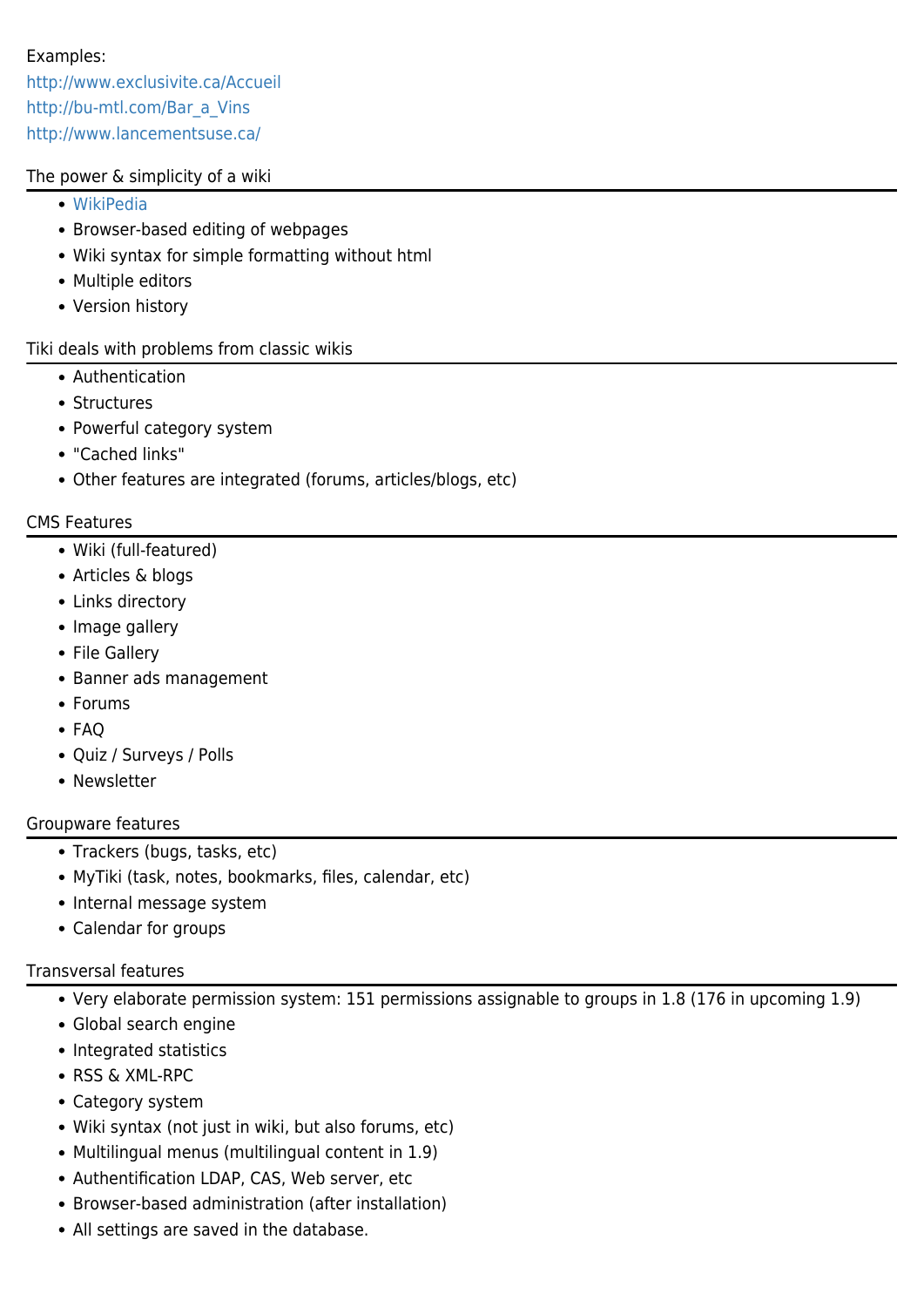Examples:
http://www.exclusivite.ca/Accueil
http://bu-mtl.com/Bar_a_Vins
http://www.lancementsuse.ca/

## The power & simplicity of a wiki

- WikiPedia
- Browser-based editing of webpages
- Wiki syntax for simple formatting without html
- Multiple editors
- Version history

## Tiki deals with problems from classic wikis

- Authentication
- Structures
- Powerful category system
- "Cached links"
- Other features are integrated (forums, articles/blogs, etc)

## CMS Features

- Wiki (full-featured)
- Articles & blogs
- Links directory
- Image gallery
- File Gallery
- Banner ads management
- Forums
- FAQ
- Quiz / Surveys / Polls
- Newsletter

## Groupware features

- Trackers (bugs, tasks, etc)
- MyTiki (task, notes, bookmarks, files, calendar, etc)
- Internal message system
- Calendar for groups

## Transversal features

- Very elaborate permission system: 151 permissions assignable to groups in 1.8 (176 in upcoming 1.9)
- Global search engine
- Integrated statistics
- RSS & XML-RPC
- Category system
- Wiki syntax (not just in wiki, but also forums, etc)
- Multilingual menus (multilingual content in 1.9)
- Authentification LDAP, CAS, Web server, etc
- Browser-based administration (after installation)
- All settings are saved in the database.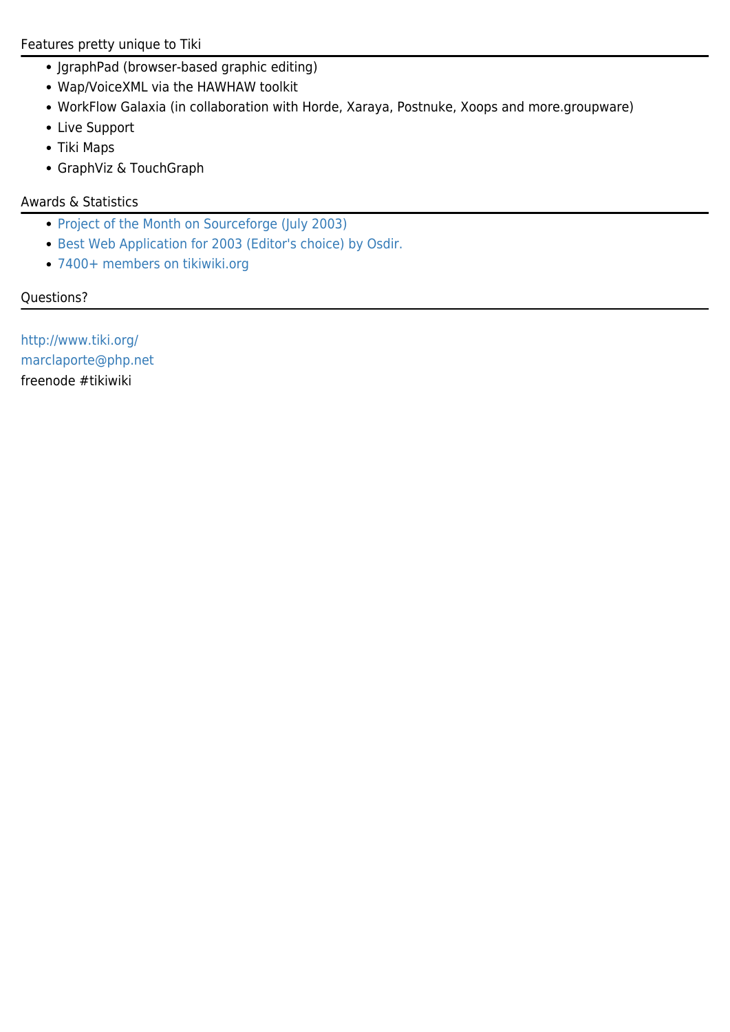## Features pretty unique to Tiki

- JgraphPad (browser-based graphic editing)
- Wap/VoiceXML via the HAWHAW toolkit
- WorkFlow Galaxia (in collaboration with Horde, Xaraya, Postnuke, Xoops and more.groupware)
- Live Support
- Tiki Maps
- GraphViz & TouchGraph

## Awards & Statistics

- Project of the Month on Sourceforge (July 2003)
- Best Web Application for 2003 (Editor's choice) by Osdir.
- 7400+ members on tikiwiki.org

## Questions?

http://www.tiki.org/
marclaporte@php.net
freenode #tikiwiki